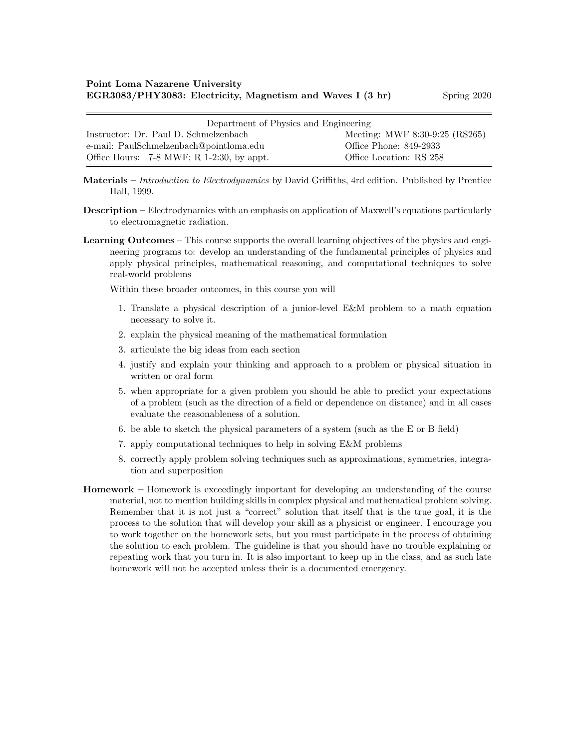**Point Loma Nazarene University**
**EGR3083/PHY3083: Electricity, Magnetism and Waves I (3 hr)** Spring 2020

| Department of Physics and Engineering | |
|---|---|
| Instructor: Dr. Paul D. Schmelzenbach | Meeting: MWF 8:30-9:25 (RS265) |
| e-mail: PaulSchmelzenbach@pointloma.edu | Office Phone: 849-2933 |
| Office Hours: 7-8 MWF; R 1-2:30, by appt. | Office Location: RS 258 |

**Materials** – *Introduction to Electrodynamics* by David Griffiths, 4rd edition. Published by Prentice Hall, 1999.

**Description** – Electrodynamics with an emphasis on application of Maxwell's equations particularly to electromagnetic radiation.

**Learning Outcomes** – This course supports the overall learning objectives of the physics and engineering programs to: develop an understanding of the fundamental principles of physics and apply physical principles, mathematical reasoning, and computational techniques to solve real-world problems

Within these broader outcomes, in this course you will

1. Translate a physical description of a junior-level E&M problem to a math equation necessary to solve it.
2. explain the physical meaning of the mathematical formulation
3. articulate the big ideas from each section
4. justify and explain your thinking and approach to a problem or physical situation in written or oral form
5. when appropriate for a given problem you should be able to predict your expectations of a problem (such as the direction of a field or dependence on distance) and in all cases evaluate the reasonableness of a solution.
6. be able to sketch the physical parameters of a system (such as the E or B field)
7. apply computational techniques to help in solving E&M problems
8. correctly apply problem solving techniques such as approximations, symmetries, integration and superposition

**Homework** – Homework is exceedingly important for developing an understanding of the course material, not to mention building skills in complex physical and mathematical problem solving. Remember that it is not just a "correct" solution that itself that is the true goal, it is the process to the solution that will develop your skill as a physicist or engineer. I encourage you to work together on the homework sets, but you must participate in the process of obtaining the solution to each problem. The guideline is that you should have no trouble explaining or repeating work that you turn in. It is also important to keep up in the class, and as such late homework will not be accepted unless their is a documented emergency.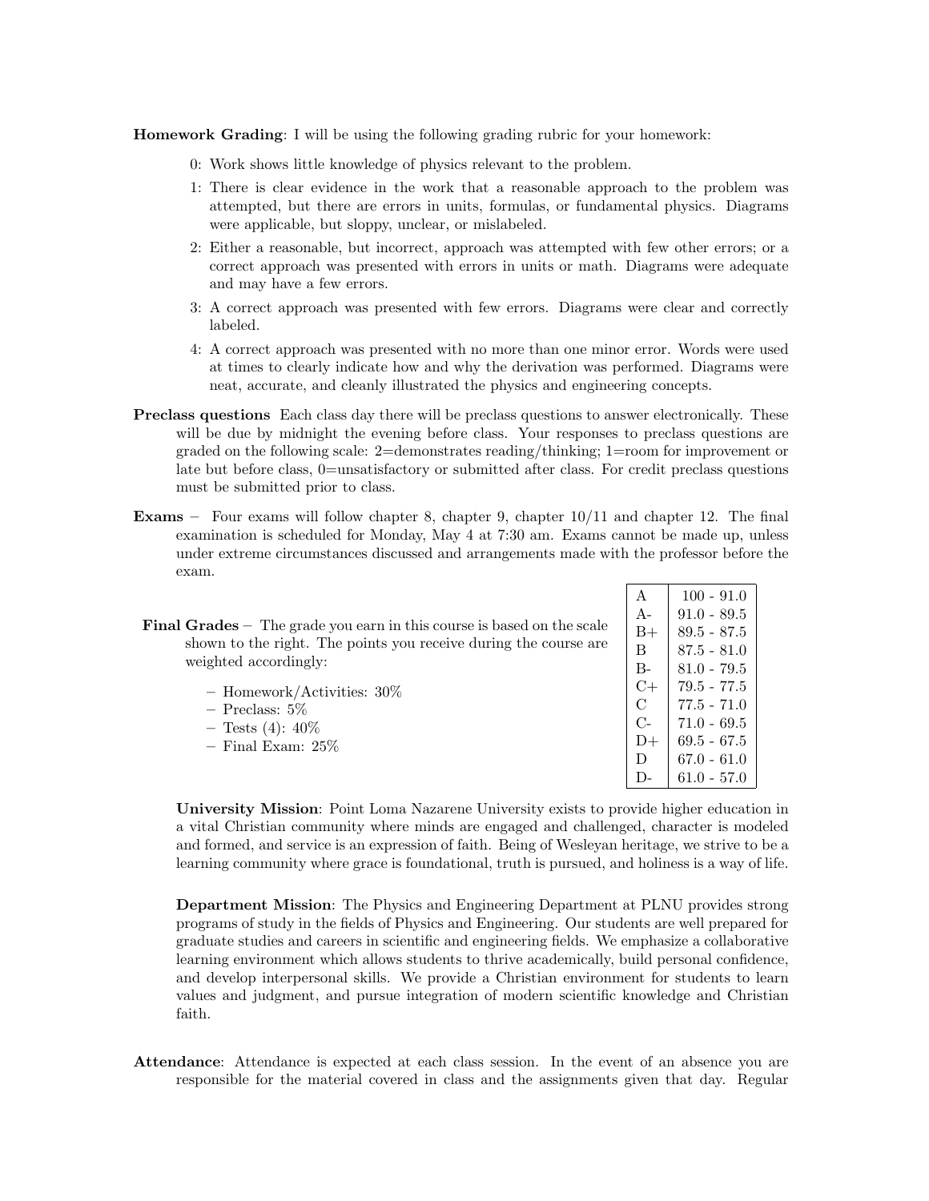**Homework Grading**: I will be using the following grading rubric for your homework:

0: Work shows little knowledge of physics relevant to the problem.

1: There is clear evidence in the work that a reasonable approach to the problem was attempted, but there are errors in units, formulas, or fundamental physics. Diagrams were applicable, but sloppy, unclear, or mislabeled.

2: Either a reasonable, but incorrect, approach was attempted with few other errors; or a correct approach was presented with errors in units or math. Diagrams were adequate and may have a few errors.

3: A correct approach was presented with few errors. Diagrams were clear and correctly labeled.

4: A correct approach was presented with no more than one minor error. Words were used at times to clearly indicate how and why the derivation was performed. Diagrams were neat, accurate, and cleanly illustrated the physics and engineering concepts.

**Preclass questions** Each class day there will be preclass questions to answer electronically. These will be due by midnight the evening before class. Your responses to preclass questions are graded on the following scale: 2=demonstrates reading/thinking; 1=room for improvement or late but before class, 0=unsatisfactory or submitted after class. For credit preclass questions must be submitted prior to class.

**Exams** – Four exams will follow chapter 8, chapter 9, chapter 10/11 and chapter 12. The final examination is scheduled for Monday, May 4 at 7:30 am. Exams cannot be made up, unless under extreme circumstances discussed and arrangements made with the professor before the exam.

**Final Grades** – The grade you earn in this course is based on the scale shown to the right. The points you receive during the course are weighted accordingly:

- Homework/Activities: 30%
- Preclass: 5%
- Tests (4): 40%
- Final Exam: 25%

| Grade | Range |
|---|---|
| A | 100 - 91.0 |
| A- | 91.0 - 89.5 |
| B+ | 89.5 - 87.5 |
| B | 87.5 - 81.0 |
| B- | 81.0 - 79.5 |
| C+ | 79.5 - 77.5 |
| C | 77.5 - 71.0 |
| C- | 71.0 - 69.5 |
| D+ | 69.5 - 67.5 |
| D | 67.0 - 61.0 |
| D- | 61.0 - 57.0 |

**University Mission**: Point Loma Nazarene University exists to provide higher education in a vital Christian community where minds are engaged and challenged, character is modeled and formed, and service is an expression of faith. Being of Wesleyan heritage, we strive to be a learning community where grace is foundational, truth is pursued, and holiness is a way of life.

**Department Mission**: The Physics and Engineering Department at PLNU provides strong programs of study in the fields of Physics and Engineering. Our students are well prepared for graduate studies and careers in scientific and engineering fields. We emphasize a collaborative learning environment which allows students to thrive academically, build personal confidence, and develop interpersonal skills. We provide a Christian environment for students to learn values and judgment, and pursue integration of modern scientific knowledge and Christian faith.

**Attendance**: Attendance is expected at each class session. In the event of an absence you are responsible for the material covered in class and the assignments given that day. Regular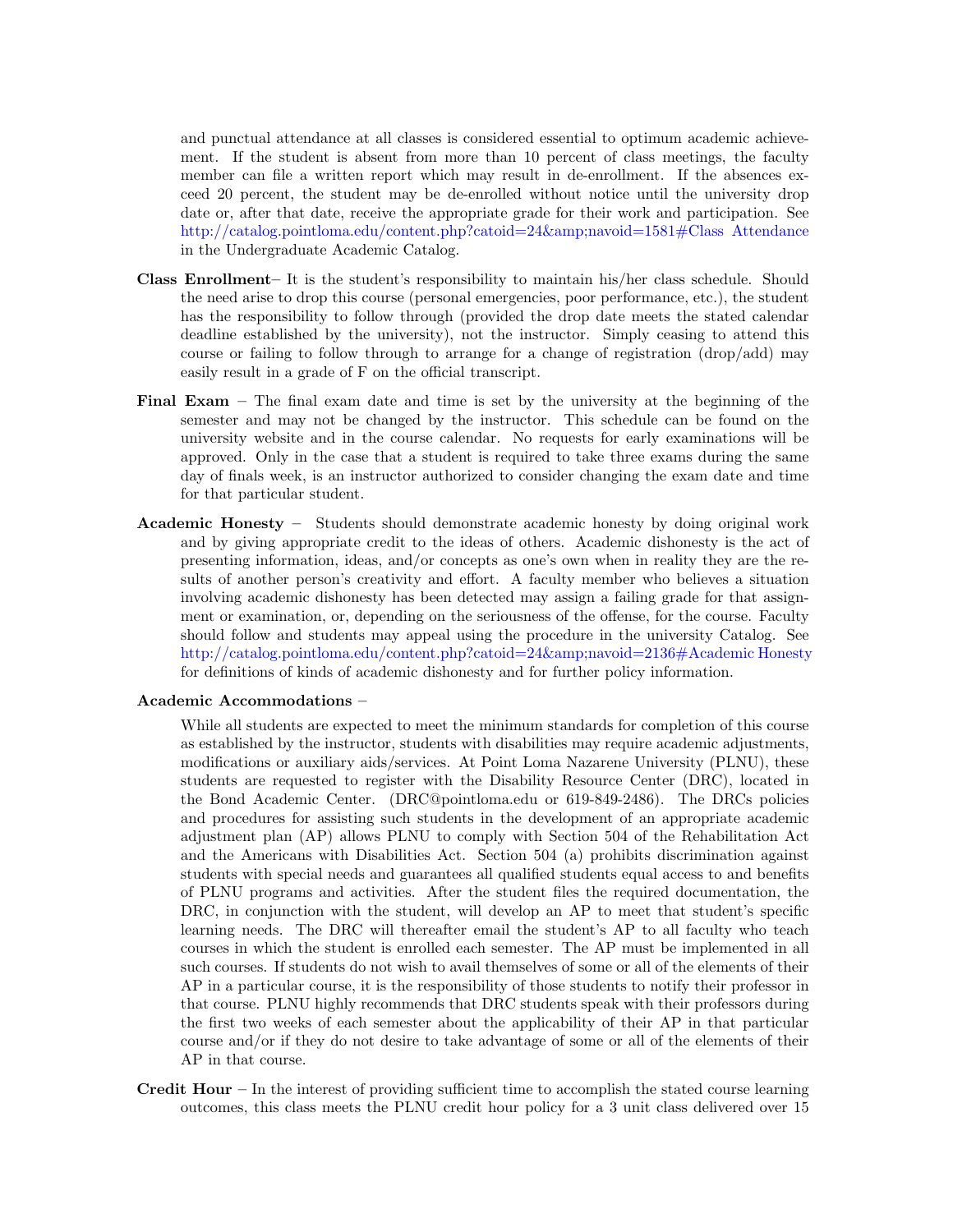and punctual attendance at all classes is considered essential to optimum academic achievement. If the student is absent from more than 10 percent of class meetings, the faculty member can file a written report which may result in de-enrollment. If the absences exceed 20 percent, the student may be de-enrolled without notice until the university drop date or, after that date, receive the appropriate grade for their work and participation. See http://catalog.pointloma.edu/content.php?catoid=24&amp;navoid=1581#Class Attendance in the Undergraduate Academic Catalog.

**Class Enrollment**– It is the student's responsibility to maintain his/her class schedule. Should the need arise to drop this course (personal emergencies, poor performance, etc.), the student has the responsibility to follow through (provided the drop date meets the stated calendar deadline established by the university), not the instructor. Simply ceasing to attend this course or failing to follow through to arrange for a change of registration (drop/add) may easily result in a grade of F on the official transcript.

**Final Exam** – The final exam date and time is set by the university at the beginning of the semester and may not be changed by the instructor. This schedule can be found on the university website and in the course calendar. No requests for early examinations will be approved. Only in the case that a student is required to take three exams during the same day of finals week, is an instructor authorized to consider changing the exam date and time for that particular student.

**Academic Honesty** – Students should demonstrate academic honesty by doing original work and by giving appropriate credit to the ideas of others. Academic dishonesty is the act of presenting information, ideas, and/or concepts as one's own when in reality they are the results of another person's creativity and effort. A faculty member who believes a situation involving academic dishonesty has been detected may assign a failing grade for that assignment or examination, or, depending on the seriousness of the offense, for the course. Faculty should follow and students may appeal using the procedure in the university Catalog. See http://catalog.pointloma.edu/content.php?catoid=24&amp;navoid=2136#Academic Honesty for definitions of kinds of academic dishonesty and for further policy information.

**Academic Accommodations** –

While all students are expected to meet the minimum standards for completion of this course as established by the instructor, students with disabilities may require academic adjustments, modifications or auxiliary aids/services. At Point Loma Nazarene University (PLNU), these students are requested to register with the Disability Resource Center (DRC), located in the Bond Academic Center. (DRC@pointloma.edu or 619-849-2486). The DRCs policies and procedures for assisting such students in the development of an appropriate academic adjustment plan (AP) allows PLNU to comply with Section 504 of the Rehabilitation Act and the Americans with Disabilities Act. Section 504 (a) prohibits discrimination against students with special needs and guarantees all qualified students equal access to and benefits of PLNU programs and activities. After the student files the required documentation, the DRC, in conjunction with the student, will develop an AP to meet that student's specific learning needs. The DRC will thereafter email the student's AP to all faculty who teach courses in which the student is enrolled each semester. The AP must be implemented in all such courses. If students do not wish to avail themselves of some or all of the elements of their AP in a particular course, it is the responsibility of those students to notify their professor in that course. PLNU highly recommends that DRC students speak with their professors during the first two weeks of each semester about the applicability of their AP in that particular course and/or if they do not desire to take advantage of some or all of the elements of their AP in that course.

**Credit Hour** – In the interest of providing sufficient time to accomplish the stated course learning outcomes, this class meets the PLNU credit hour policy for a 3 unit class delivered over 15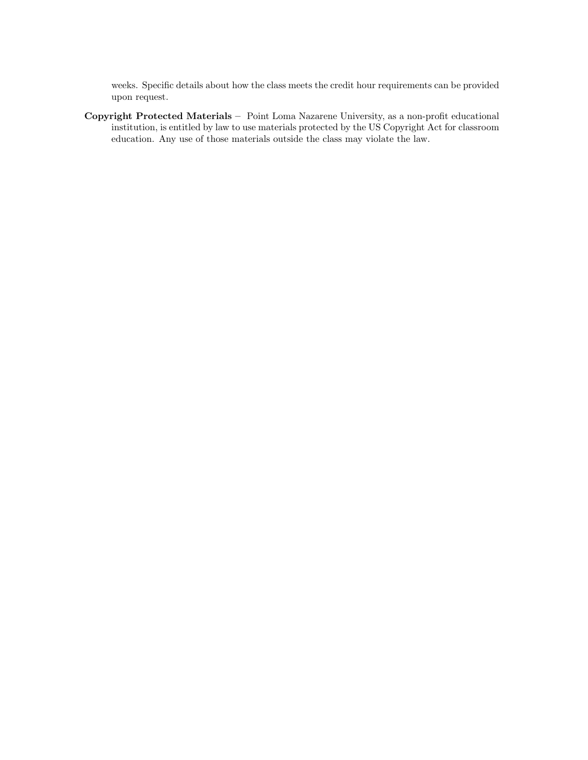weeks. Specific details about how the class meets the credit hour requirements can be provided upon request.

**Copyright Protected Materials** – Point Loma Nazarene University, as a non-profit educational institution, is entitled by law to use materials protected by the US Copyright Act for classroom education. Any use of those materials outside the class may violate the law.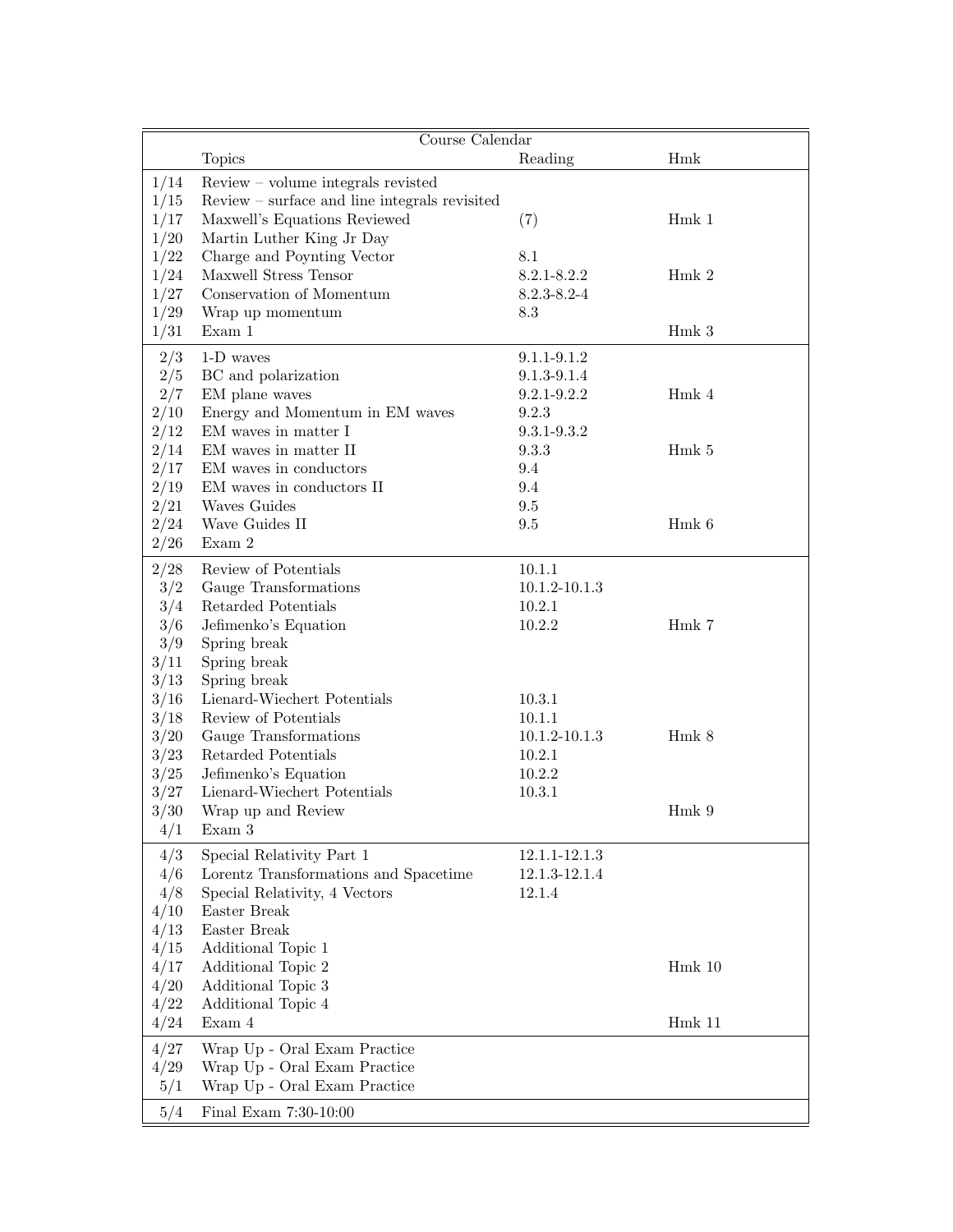| Course Calendar | | | |
|---|---|---|---|
| | Topics | Reading | Hmk |
| 1/14 | Review – volume integrals revisted | | |
| 1/15 | Review – surface and line integrals revisited | | |
| 1/17 | Maxwell's Equations Reviewed | (7) | Hmk 1 |
| 1/20 | Martin Luther King Jr Day | | |
| 1/22 | Charge and Poynting Vector | 8.1 | |
| 1/24 | Maxwell Stress Tensor | 8.2.1-8.2.2 | Hmk 2 |
| 1/27 | Conservation of Momentum | 8.2.3-8.2-4 | |
| 1/29 | Wrap up momentum | 8.3 | |
| 1/31 | Exam 1 | | Hmk 3 |
| 2/3 | 1-D waves | 9.1.1-9.1.2 | |
| 2/5 | BC and polarization | 9.1.3-9.1.4 | |
| 2/7 | EM plane waves | 9.2.1-9.2.2 | Hmk 4 |
| 2/10 | Energy and Momentum in EM waves | 9.2.3 | |
| 2/12 | EM waves in matter I | 9.3.1-9.3.2 | |
| 2/14 | EM waves in matter II | 9.3.3 | Hmk 5 |
| 2/17 | EM waves in conductors | 9.4 | |
| 2/19 | EM waves in conductors II | 9.4 | |
| 2/21 | Waves Guides | 9.5 | |
| 2/24 | Wave Guides II | 9.5 | Hmk 6 |
| 2/26 | Exam 2 | | |
| 2/28 | Review of Potentials | 10.1.1 | |
| 3/2 | Gauge Transformations | 10.1.2-10.1.3 | |
| 3/4 | Retarded Potentials | 10.2.1 | |
| 3/6 | Jefimenko's Equation | 10.2.2 | Hmk 7 |
| 3/9 | Spring break | | |
| 3/11 | Spring break | | |
| 3/13 | Spring break | | |
| 3/16 | Lienard-Wiechert Potentials | 10.3.1 | |
| 3/18 | Review of Potentials | 10.1.1 | |
| 3/20 | Gauge Transformations | 10.1.2-10.1.3 | Hmk 8 |
| 3/23 | Retarded Potentials | 10.2.1 | |
| 3/25 | Jefimenko's Equation | 10.2.2 | |
| 3/27 | Lienard-Wiechert Potentials | 10.3.1 | |
| 3/30 | Wrap up and Review | | Hmk 9 |
| 4/1 | Exam 3 | | |
| 4/3 | Special Relativity Part 1 | 12.1.1-12.1.3 | |
| 4/6 | Lorentz Transformations and Spacetime | 12.1.3-12.1.4 | |
| 4/8 | Special Relativity, 4 Vectors | 12.1.4 | |
| 4/10 | Easter Break | | |
| 4/13 | Easter Break | | |
| 4/15 | Additional Topic 1 | | |
| 4/17 | Additional Topic 2 | | Hmk 10 |
| 4/20 | Additional Topic 3 | | |
| 4/22 | Additional Topic 4 | | |
| 4/24 | Exam 4 | | Hmk 11 |
| 4/27 | Wrap Up - Oral Exam Practice | | |
| 4/29 | Wrap Up - Oral Exam Practice | | |
| 5/1 | Wrap Up - Oral Exam Practice | | |
| 5/4 | Final Exam 7:30-10:00 | | |